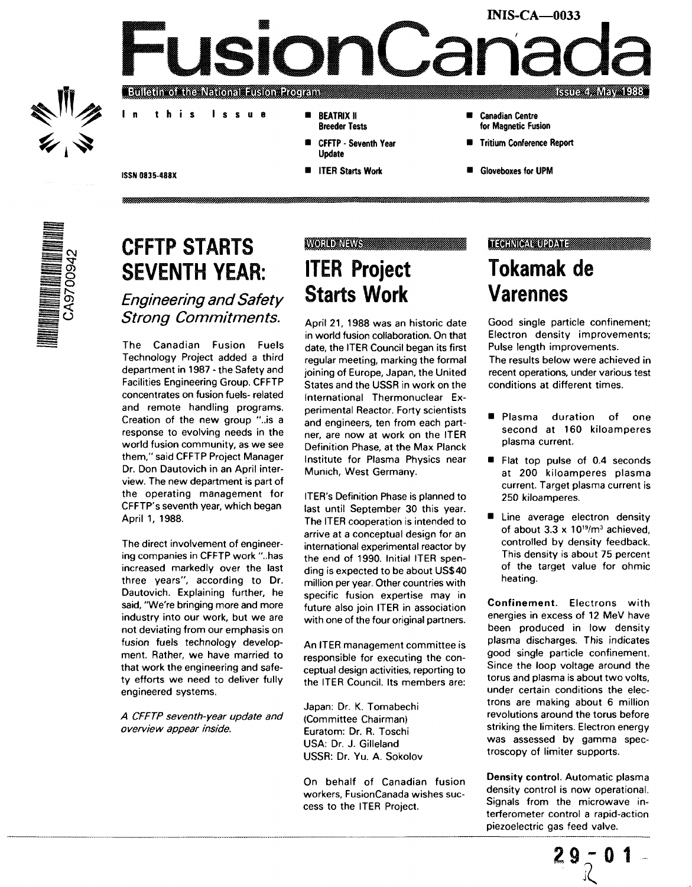INIS-CA—0033

# FusionCanada

Bulletin of the National Fusion Program — Issue 4, May 1988

ISSN 0835-488X

**In this Issue**

- BEATRIX II Breeder Tests
- CFFTP - Seventh Year Update
- ITER Starts Work
- Canadian Centre for Magnetic Fusion
- Tritium Conference Report
- Gloveboxes for UPM

## CFFTP STARTS SEVENTH YEAR:

### *Engineering and Safety Strong Commitments.*

The Canadian Fusion Fuels Technology Project added a third department in 1987 - the Safety and Facilities Engineering Group. CFFTP concentrates on fusion fuels- related and remote handling programs. Creation of the new group "..is a response to evolving needs in the world fusion community, as we see them," said CFFTP Project Manager Dr. Don Dautovich in an April interview. The new department is part of the operating management for CFFTP's seventh year, which began April 1, 1988.

The direct involvement of engineering companies in CFFTP work "..has increased markedly over the last three years", according to Dr. Dautovich. Explaining further, he said, "We're bringing more and more industry into our work, but we are not deviating from our emphasis on fusion fuels technology development. Rather, we have married to that work the engineering and safety efforts we need to deliver fully engineered systems.

*A CFFTP seventh-year update and overview appear inside.*

WORLD NEWS

## ITER Project Starts Work

April 21, 1988 was an historic date in world fusion collaboration. On that date, the ITER Council began its first regular meeting, marking the formal joining of Europe, Japan, the United States and the USSR in work on the International Thermonuclear Experimental Reactor. Forty scientists and engineers, ten from each partner, are now at work on the ITER Definition Phase, at the Max Planck Institute for Plasma Physics near Munich, West Germany.

ITER's Definition Phase is planned to last until September 30 this year. The ITER cooperation is intended to arrive at a conceptual design for an international experimental reactor by the end of 1990. Initial ITER spending is expected to be about US$40 million per year. Other countries with specific fusion expertise may in future also join ITER in association with one of the four original partners.

An ITER management committee is responsible for executing the conceptual design activities, reporting to the ITER Council. Its members are:

Japan: Dr. K. Tomabechi (Committee Chairman)
Euratom: Dr. R. Toschi
USA: Dr. J. Gilleland
USSR: Dr. Yu. A. Sokolov

On behalf of Canadian fusion workers, FusionCanada wishes success to the ITER Project.

TECHNICAL UPDATE

## Tokamak de Varennes

Good single particle confinement; Electron density improvements; Pulse length improvements.
The results below were achieved in recent operations, under various test conditions at different times.

- Plasma duration of one second at 160 kiloamperes plasma current.
- Flat top pulse of 0.4 seconds at 200 kiloamperes plasma current. Target plasma current is 250 kiloamperes.
- Line average electron density of about $3.3 \times 10^{19}/m^3$ achieved, controlled by density feedback. This density is about 75 percent of the target value for ohmic heating.

**Confinement.** Electrons with energies in excess of 12 MeV have been produced in low density plasma discharges. This indicates good single particle confinement. Since the loop voltage around the torus and plasma is about two volts, under certain conditions the electrons are making about 6 million revolutions around the torus before striking the limiters. Electron energy was assessed by gamma spectroscopy of limiter supports.

**Density control.** Automatic plasma density control is now operational. Signals from the microwave interferometer control a rapid-action piezoelectric gas feed valve.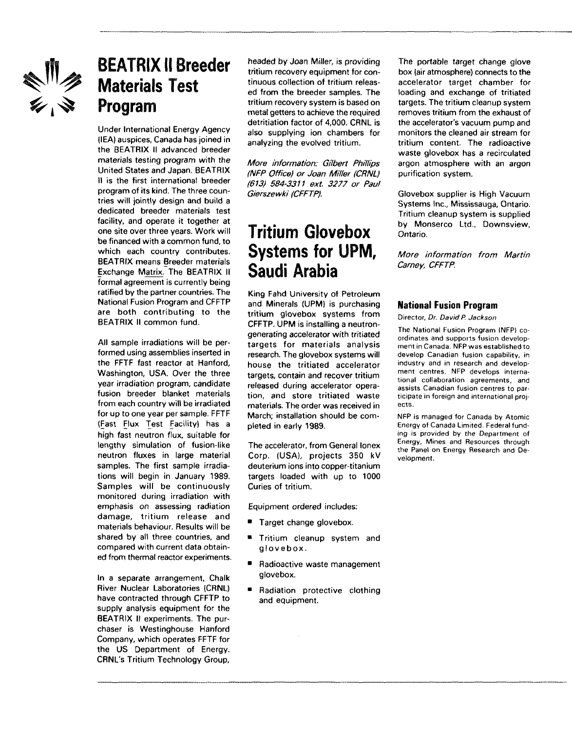## BEATRIX II Breeder Materials Test Program

Under International Energy Agency (IEA) auspices, Canada has joined in the BEATRIX II advanced breeder materials testing program with the United States and Japan. BEATRIX II is the first international breeder program of its kind. The three countries will jointly design and build a dedicated breeder materials test facility, and operate it together at one site over three years. Work will be financed with a common fund, to which each country contributes. BEATRIX means Breeder materials Exchange Matrix. The BEATRIX II formal agreement is currently being ratified by the partner countries. The National Fusion Program and CFFTP are both contributing to the BEATRIX II common fund.

All sample irradiations will be performed using assemblies inserted in the FFTF fast reactor at Hanford, Washington, USA. Over the three year irradiation program, candidate fusion breeder blanket materials from each country will be irradiated for up to one year per sample. FFTF (Fast Flux Test Facility) has a high fast neutron flux, suitable for lengthy simulation of fusion-like neutron fluxes in large material samples. The first sample irradiations will begin in January 1989. Samples will be continuously monitored during irradiation with emphasis on assessing radiation damage, tritium release and materials behaviour. Results will be shared by all three countries, and compared with current data obtained from thermal reactor experiments.

In a separate arrangement, Chalk River Nuclear Laboratories (CRNL) have contracted through CFFTP to supply analysis equipment for the BEATRIX II experiments. The purchaser is Westinghouse Hanford Company, which operates FFTF for the US Department of Energy. CRNL's Tritium Technology Group, headed by Joan Miller, is providing tritium recovery equipment for continuous collection of tritium released from the breeder samples. The tritium recovery system is based on metal getters to achieve the required detritiation factor of 4,000. CRNL is also supplying ion chambers for analyzing the evolved tritium.

*More information: Gilbert Phillips (NFP Office) or Joan Miller (CRNL) (613) 584-3311 ext. 3277 or Paul Gierszewki (CFFTP).*

## Tritium Glovebox Systems for UPM, Saudi Arabia

King Fahd University of Petroleum and Minerals (UPM) is purchasing tritium glovebox systems from CFFTP. UPM is installing a neutron-generating accelerator with tritiated targets for materials analysis research. The glovebox systems will house the tritiated accelerator targets, contain and recover tritium released during accelerator operation, and store tritiated waste materials. The order was received in March; installation should be completed in early 1989.

The accelerator, from General Ionex Corp. (USA), projects 350 kV deuterium ions into copper-titanium targets loaded with up to 1000 Curies of tritium.

Equipment ordered includes:

- Target change glovebox.
- Tritium cleanup system and glovebox.
- Radioactive waste management glovebox.
- Radiation protective clothing and equipment.

The portable target change glove box (air atmosphere) connects to the accelerator target chamber for loading and exchange of tritiated targets. The tritium cleanup system removes tritium from the exhaust of the accelerator's vacuum pump and monitors the cleaned air stream for tritium content. The radioactive waste glovebox has a recirculated argon atmosphere with an argon purification system.

Glovebox supplier is High Vacuum Systems Inc., Mississauga, Ontario. Tritium cleanup system is supplied by Monserco Ltd., Downsview, Ontario.

*More information from Martin Carney, CFFTP.*

### National Fusion Program

Director, *Dr. David P. Jackson*

The National Fusion Program (NFP) coordinates and supports fusion development in Canada. NFP was established to develop Canadian fusion capability, in industry and in research and development centres. NFP develops international collaboration agreements, and assists Canadian fusion centres to participate in foreign and international projects.

NFP is managed for Canada by Atomic Energy of Canada Limited. Federal funding is provided by the Department of Energy, Mines and Resources through the Panel on Energy Research and Development.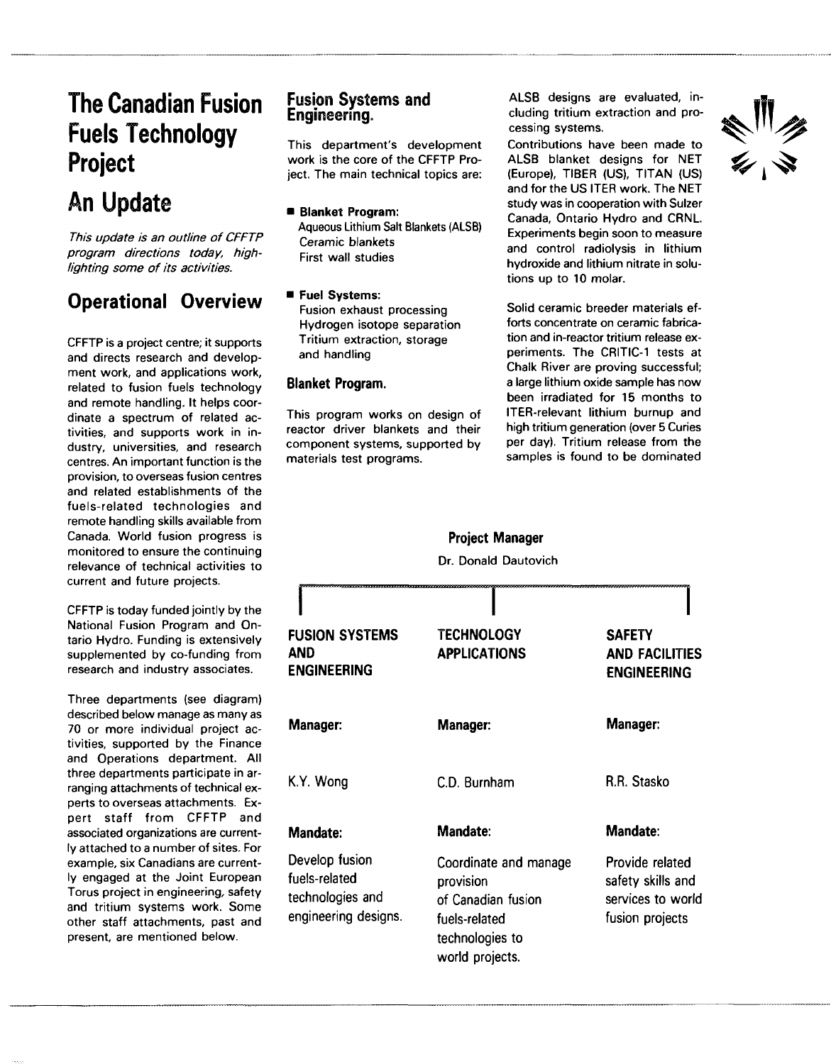# The Canadian Fusion Fuels Technology Project

# An Update

*This update is an outline of CFFTP program directions today, highlighting some of its activities.*

## Operational Overview

CFFTP is a project centre; it supports and directs research and development work, and applications work, related to fusion fuels technology and remote handling. It helps coordinate a spectrum of related activities, and supports work in industry, universities, and research centres. An important function is the provision, to overseas fusion centres and related establishments of the fuels-related technologies and remote handling skills available from Canada. World fusion progress is monitored to ensure the continuing relevance of technical activities to current and future projects.

CFFTP is today funded jointly by the National Fusion Program and Ontario Hydro. Funding is extensively supplemented by co-funding from research and industry associates.

Three departments (see diagram) described below manage as many as 70 or more individual project activities, supported by the Finance and Operations department. All three departments participate in arranging attachments of technical experts to overseas attachments. Expert staff from CFFTP and associated organizations are currently attached to a number of sites. For example, six Canadians are currently engaged at the Joint European Torus project in engineering, safety and tritium systems work. Some other staff attachments, past and present, are mentioned below.

## Fusion Systems and Engineering.

This department's development work is the core of the CFFTP Project. The main technical topics are:

- **Blanket Program:**
  - Aqueous Lithium Salt Blankets (ALSB)
  - Ceramic blankets
  - First wall studies
- **Fuel Systems:**
  - Fusion exhaust processing
  - Hydrogen isotope separation
  - Tritium extraction, storage and handling

### Blanket Program.

This program works on design of reactor driver blankets and their component systems, supported by materials test programs.

ALSB designs are evaluated, including tritium extraction and processing systems.

Contributions have been made to ALSB blanket designs for NET (Europe), TIBER (US), TITAN (US) and for the US ITER work. The NET study was in cooperation with Sulzer Canada, Ontario Hydro and CRNL. Experiments begin soon to measure and control radiolysis in lithium hydroxide and lithium nitrate in solutions up to 10 molar.

Solid ceramic breeder materials efforts concentrate on ceramic fabrication and in-reactor tritium release experiments. The CRITIC-1 tests at Chalk River are proving successful; a large lithium oxide sample has now been irradiated for 15 months to ITER-relevant lithium burnup and high tritium generation (over 5 Curies per day). Tritium release from the samples is found to be dominated

**Project Manager**

Dr. Donald Dautovich

| FUSION SYSTEMS AND ENGINEERING | TECHNOLOGY APPLICATIONS | SAFETY AND FACILITIES ENGINEERING |
|---|---|---|
| **Manager:** | **Manager:** | **Manager:** |
| K.Y. Wong | C.D. Burnham | R.R. Stasko |
| **Mandate:** | **Mandate:** | **Mandate:** |
| Develop fusion fuels-related technologies and engineering designs. | Coordinate and manage provision of Canadian fusion fuels-related technologies to world projects. | Provide related safety skills and services to world fusion projects |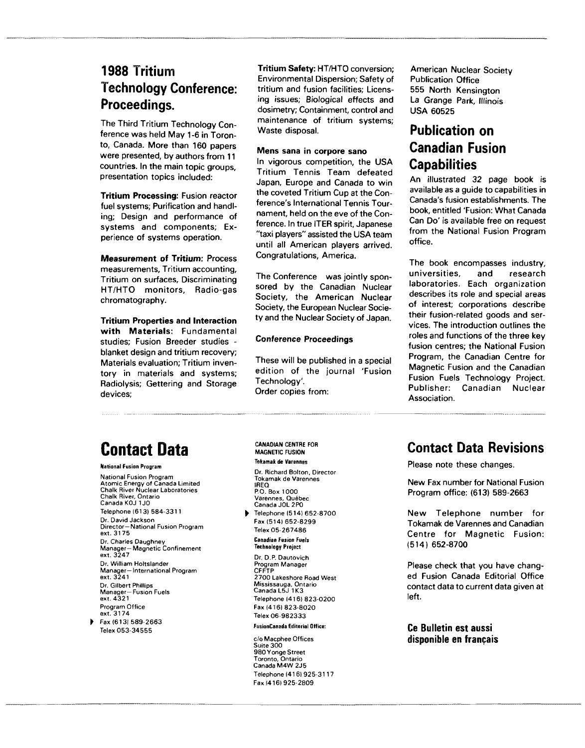## 1988 Tritium Technology Conference: Proceedings.

The Third Tritium Technology Conference was held May 1-6 in Toronto, Canada. More than 160 papers were presented, by authors from 11 countries. In the main topic groups, presentation topics included:

**Tritium Processing:** Fusion reactor fuel systems; Purification and handling; Design and performance of systems and components; Experience of systems operation.

**Measurement of Tritium:** Process measurements, Tritium accounting, Tritium on surfaces, Discriminating HT/HTO monitors, Radio-gas chromatography.

**Tritium Properties and Interaction with Materials:** Fundamental studies; Fusion Breeder studies - blanket design and tritium recovery; Materials evaluation; Tritium inventory in materials and systems; Radiolysis; Gettering and Storage devices;

**Tritium Safety:** HT/HTO conversion; Environmental Dispersion; Safety of tritium and fusion facilities; Licensing issues; Biological effects and dosimetry; Containment, control and maintenance of tritium systems; Waste disposal.

**Mens sana in corpore sano**

In vigorous competition, the USA Tritium Tennis Team defeated Japan, Europe and Canada to win the coveted Tritium Cup at the Conference's International Tennis Tournament, held on the eve of the Conference. In true ITER spirit, Japanese "taxi players" assisted the USA team until all American players arrived. Congratulations, America.

The Conference was jointly sponsored by the Canadian Nuclear Society, the American Nuclear Society, the European Nuclear Society and the Nuclear Society of Japan.

**Conference Proceedings**

These will be published in a special edition of the journal 'Fusion Technology'.
Order copies from:

American Nuclear Society
Publication Office
555 North Kensington
La Grange Park, Illinois
USA 60525

## Publication on Canadian Fusion Capabilities

An illustrated 32 page book is available as a guide to capabilities in Canada's fusion establishments. The book, entitled 'Fusion: What Canada Can Do' is available free on request from the National Fusion Program office.

The book encompasses industry, universities, and research laboratories. Each organization describes its role and special areas of interest; corporations describe their fusion-related goods and services. The introduction outlines the roles and functions of the three key fusion centres; the National Fusion Program, the Canadian Centre for Magnetic Fusion and the Canadian Fusion Fuels Technology Project.
Publisher: Canadian Nuclear Association.

## Contact Data

**National Fusion Program**

National Fusion Program
Atomic Energy of Canada Limited
Chalk River Nuclear Laboratories
Chalk River, Ontario
Canada K0J 1J0
Telephone (613) 584-3311

Dr. David Jackson
Director—National Fusion Program
ext. 3175

Dr. Charles Daughney
Manager—Magnetic Confinement
ext. 3247

Dr. William Holtslander
Manager—International Program
ext. 3241

Dr. Gilbert Phillips
Manager—Fusion Fuels
ext. 4321

Program Office
ext. 3174

Fax (613) 589-2663
Telex 053-34555

**CANADIAN CENTRE FOR MAGNETIC FUSION**

**Tokamak de Varennes**

Dr. Richard Bolton, Director
Tokamak de Varennes
IREQ
P.O. Box 1000
Varennes, Québec
Canada J0L 2P0

Telephone (514) 652-8700
Fax (514) 652-8299
Telex 05-267486

**Canadian Fusion Fuels Technology Project**

Dr. D.P. Dautovich
Program Manager
CFFTP
2700 Lakeshore Road West
Mississauga, Ontario
Canada L5J 1K3
Telephone (416) 823-0200
Fax (416) 823-8020
Telex 06-982333

**FusionCanada Editorial Office:**

c/o Macphee Offices
Suite 300
980 Yonge Street
Toronto, Ontario
Canada M4W 2J5
Telephone (416) 925-3117
Fax (416) 925-2809

## Contact Data Revisions

Please note these changes.

New Fax number for National Fusion Program office: (613) 589-2663

New Telephone number for Tokamak de Varennes and Canadian Centre for Magnetic Fusion: (514) 652-8700

Please check that you have changed Fusion Canada Editorial Office contact data to current data given at left.

**Ce Bulletin est aussi disponible en français**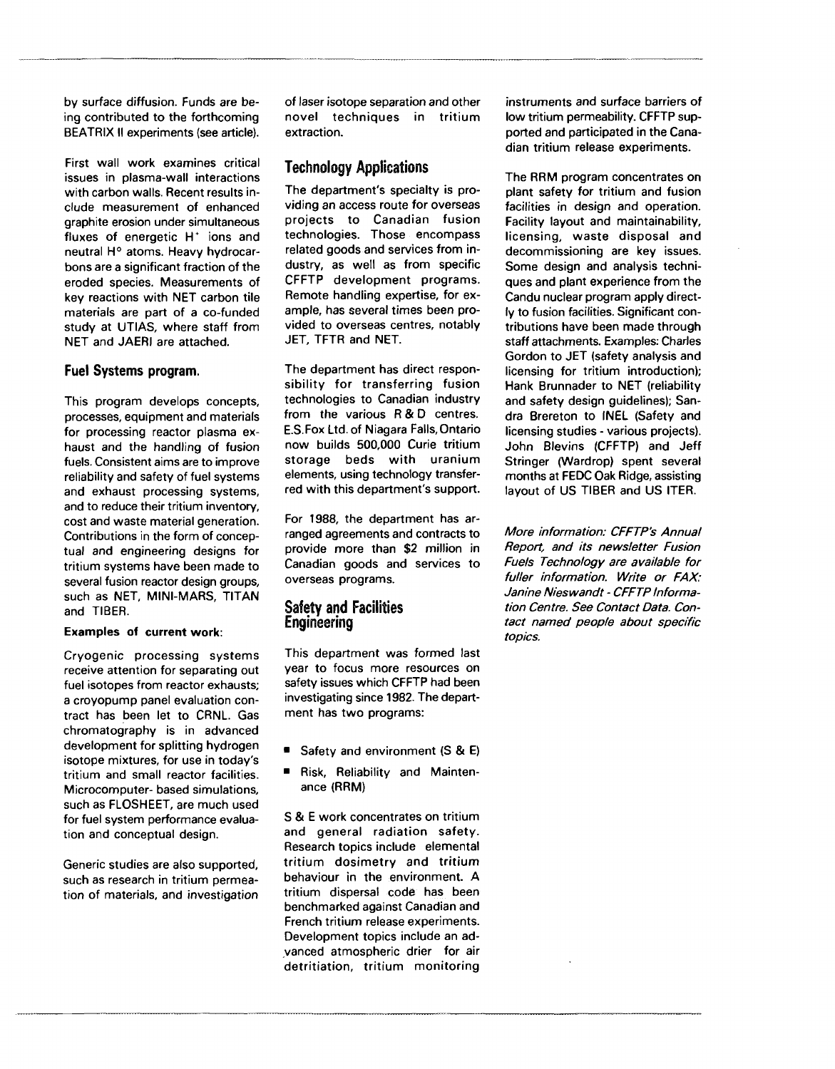by surface diffusion. Funds are being contributed to the forthcoming BEATRIX II experiments (see article).

First wall work examines critical issues in plasma-wall interactions with carbon walls. Recent results include measurement of enhanced graphite erosion under simultaneous fluxes of energetic $H^+$ ions and neutral $H^\circ$ atoms. Heavy hydrocarbons are a significant fraction of the eroded species. Measurements of key reactions with NET carbon tile materials are part of a co-funded study at UTIAS, where staff from NET and JAERI are attached.

## Fuel Systems program.

This program develops concepts, processes, equipment and materials for processing reactor plasma exhaust and the handling of fusion fuels. Consistent aims are to improve reliability and safety of fuel systems and exhaust processing systems, and to reduce their tritium inventory, cost and waste material generation. Contributions in the form of conceptual and engineering designs for tritium systems have been made to several fusion reactor design groups, such as NET, MINI-MARS, TITAN and TIBER.

**Examples of current work:**

Cryogenic processing systems receive attention for separating out fuel isotopes from reactor exhausts; a croyopump panel evaluation contract has been let to CRNL. Gas chromatography is in advanced development for splitting hydrogen isotope mixtures, for use in today's tritium and small reactor facilities. Microcomputer- based simulations, such as FLOSHEET, are much used for fuel system performance evaluation and conceptual design.

Generic studies are also supported, such as research in tritium permeation of materials, and investigation of laser isotope separation and other novel techniques in tritium extraction.

## Technology Applications

The department's specialty is providing an access route for overseas projects to Canadian fusion technologies. Those encompass related goods and services from industry, as well as from specific CFFTP development programs. Remote handling expertise, for example, has several times been provided to overseas centres, notably JET, TFTR and NET.

The department has direct responsibility for transferring fusion technologies to Canadian industry from the various R & D centres. E.S.Fox Ltd. of Niagara Falls, Ontario now builds 500,000 Curie tritium storage beds with uranium elements, using technology transferred with this department's support.

For 1988, the department has arranged agreements and contracts to provide more than $2 million in Canadian goods and services to overseas programs.

## Safety and Facilities Engineering

This department was formed last year to focus more resources on safety issues which CFFTP had been investigating since 1982. The department has two programs:

- Safety and environment (S & E)
- Risk, Reliability and Maintenance (RRM)

S & E work concentrates on tritium and general radiation safety. Research topics include elemental tritium dosimetry and tritium behaviour in the environment. A tritium dispersal code has been benchmarked against Canadian and French tritium release experiments. Development topics include an advanced atmospheric drier for air detritiation, tritium monitoring instruments and surface barriers of low tritium permeability. CFFTP supported and participated in the Canadian tritium release experiments.

The RRM program concentrates on plant safety for tritium and fusion facilities in design and operation. Facility layout and maintainability, licensing, waste disposal and decommissioning are key issues. Some design and analysis techniques and plant experience from the Candu nuclear program apply directly to fusion facilities. Significant contributions have been made through staff attachments. Examples: Charles Gordon to JET (safety analysis and licensing for tritium introduction); Hank Brunnader to NET (reliability and safety design guidelines); Sandra Brereton to INEL (Safety and licensing studies - various projects). John Blevins (CFFTP) and Jeff Stringer (Wardrop) spent several months at FEDC Oak Ridge, assisting layout of US TIBER and US ITER.

*More information: CFFTP's Annual Report, and its newsletter Fusion Fuels Technology are available for fuller information. Write or FAX: Janine Nieswandt - CFFTP Information Centre. See Contact Data. Contact named people about specific topics.*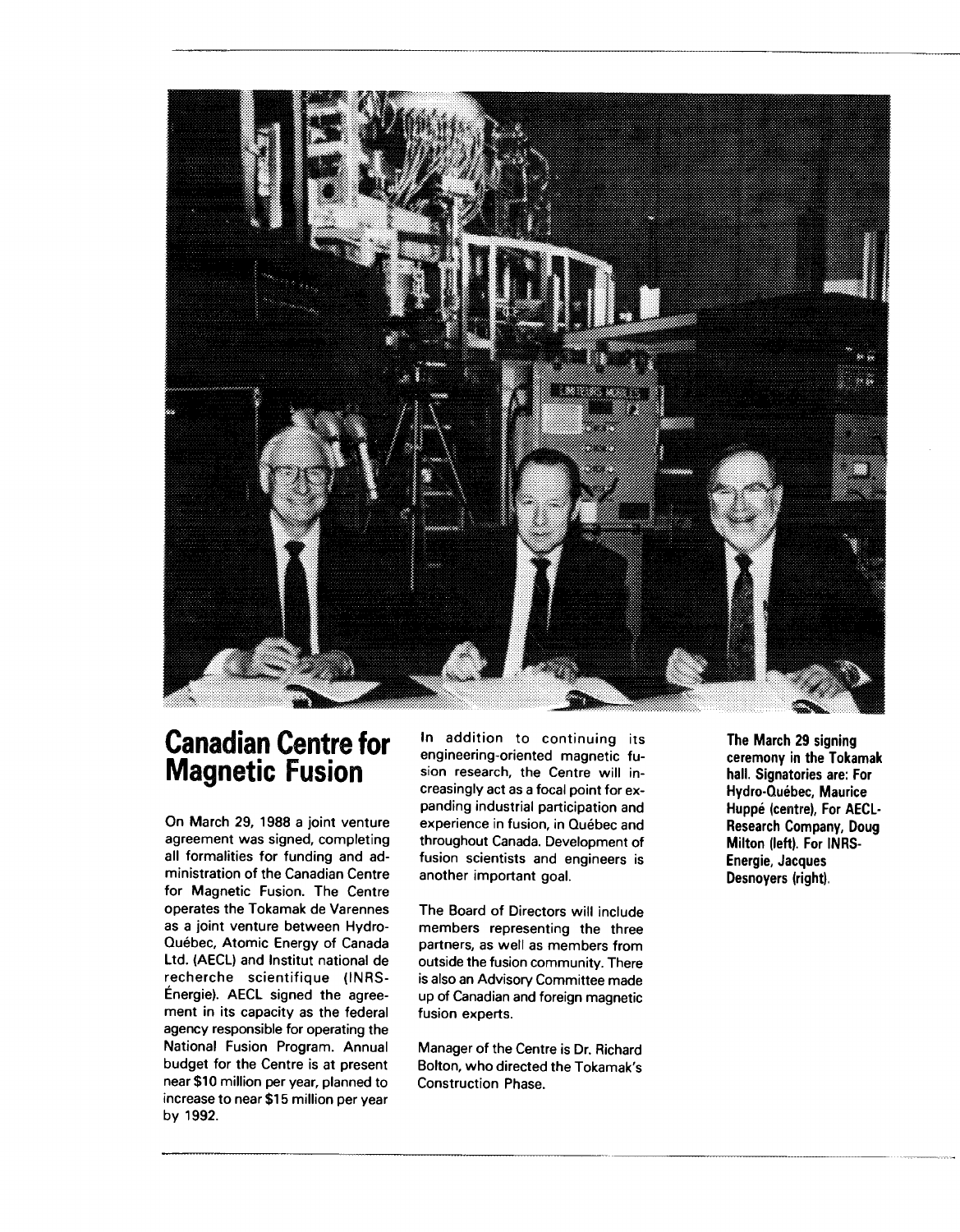# Canadian Centre for Magnetic Fusion

On March 29, 1988 a joint venture agreement was signed, completing all formalities for funding and administration of the Canadian Centre for Magnetic Fusion. The Centre operates the Tokamak de Varennes as a joint venture between Hydro-Québec, Atomic Energy of Canada Ltd. (AECL) and Institut national de recherche scientifique (INRS-Énergie). AECL signed the agreement in its capacity as the federal agency responsible for operating the National Fusion Program. Annual budget for the Centre is at present near $10 million per year, planned to increase to near $15 million per year by 1992.

In addition to continuing its engineering-oriented magnetic fusion research, the Centre will increasingly act as a focal point for expanding industrial participation and experience in fusion, in Québec and throughout Canada. Development of fusion scientists and engineers is another important goal.

The Board of Directors will include members representing the three partners, as well as members from outside the fusion community. There is also an Advisory Committee made up of Canadian and foreign magnetic fusion experts.

Manager of the Centre is Dr. Richard Bolton, who directed the Tokamak's Construction Phase.

**The March 29 signing ceremony in the Tokamak hall. Signatories are: For Hydro-Québec, Maurice Huppé (centre), For AECL-Research Company, Doug Milton (left). For INRS-Energie, Jacques Desnoyers (right).**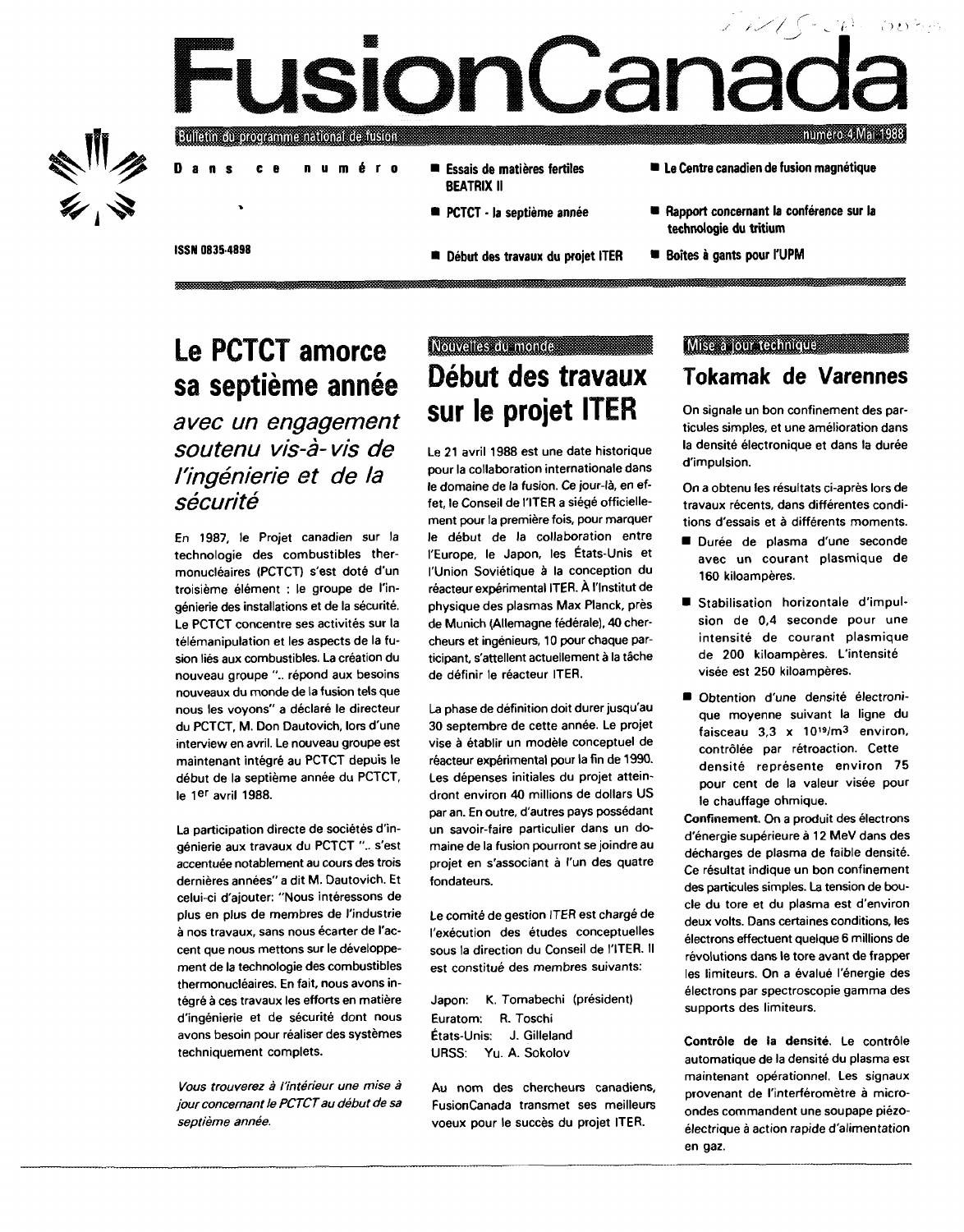# FusionCanada

Bulletin du programme national de fusion — numéro 4 Mai 1988

ISSN 0835-4898

**Dans ce numéro**

- Essais de matières fertiles BEATRIX II
- PCTCT - la septième année
- Début des travaux du projet ITER
- Le Centre canadien de fusion magnétique
- Rapport concernant la conférence sur la technologie du tritium
- Boîtes à gants pour l'UPM

## Le PCTCT amorce sa septième année

### *avec un engagement soutenu vis-à-vis de l'ingénierie et de la sécurité*

En 1987, le Projet canadien sur la technologie des combustibles thermonucléaires (PCTCT) s'est doté d'un troisième élément : le groupe de l'ingénierie des installations et de la sécurité. Le PCTCT concentre ses activités sur la télémanipulation et les aspects de la fusion liés aux combustibles. La création du nouveau groupe ".. répond aux besoins nouveaux du monde de la fusion tels que nous les voyons" a déclaré le directeur du PCTCT, M. Don Dautovich, lors d'une interview en avril. Le nouveau groupe est maintenant intégré au PCTCT depuis le début de la septième année du PCTCT, le 1er avril 1988.

La participation directe de sociétés d'ingénierie aux travaux du PCTCT ".. s'est accentuée notablement au cours des trois dernières années" a dit M. Dautovich. Et celui-ci d'ajouter: "Nous intéressons de plus en plus de membres de l'industrie à nos travaux, sans nous écarter de l'accent que nous mettons sur le développement de la technologie des combustibles thermonucléaires. En fait, nous avons intégré à ces travaux les efforts en matière d'ingénierie et de sécurité dont nous avons besoin pour réaliser des systèmes techniquement complets.

*Vous trouverez à l'intérieur une mise à jour concernant le PCTCT au début de sa septième année.*

Nouvelles du monde

## Début des travaux sur le projet ITER

Le 21 avril 1988 est une date historique pour la collaboration internationale dans le domaine de la fusion. Ce jour-là, en effet, le Conseil de l'ITER a siégé officiellement pour la première fois, pour marquer le début de la collaboration entre l'Europe, le Japon, les États-Unis et l'Union Soviétique à la conception du réacteur expérimental ITER. À l'Institut de physique des plasmas Max Planck, près de Munich (Allemagne fédérale), 40 chercheurs et ingénieurs, 10 pour chaque participant, s'attellent actuellement à la tâche de définir le réacteur ITER.

La phase de définition doit durer jusqu'au 30 septembre de cette année. Le projet vise à établir un modèle conceptuel de réacteur expérimental pour la fin de 1990. Les dépenses initiales du projet atteindront environ 40 millions de dollars US par an. En outre, d'autres pays possédant un savoir-faire particulier dans un domaine de la fusion pourront se joindre au projet en s'associant à l'un des quatre fondateurs.

Le comité de gestion ITER est chargé de l'exécution des études conceptuelles sous la direction du Conseil de l'ITER. Il est constitué des membres suivants:

Japon: K. Tomabechi (président)
Euratom: R. Toschi
États-Unis: J. Gilleland
URSS: Yu. A. Sokolov

Au nom des chercheurs canadiens, FusionCanada transmet ses meilleurs voeux pour le succès du projet ITER.

Mise à jour technique

## Tokamak de Varennes

On signale un bon confinement des particules simples, et une amélioration dans la densité électronique et dans la durée d'impulsion.

On a obtenu les résultats ci-après lors de travaux récents, dans différentes conditions d'essais et à différents moments.

- Durée de plasma d'une seconde avec un courant plasmique de 160 kiloampères.
- Stabilisation horizontale d'impulsion de 0,4 seconde pour une intensité de courant plasmique de 200 kiloampères. L'intensité visée est 250 kiloampères.
- Obtention d'une densité électronique moyenne suivant la ligne du faisceau 3,3 x $10^{19}/m^3$ environ, contrôlée par rétroaction. Cette densité représente environ 75 pour cent de la valeur visée pour le chauffage ohmique.

**Confinement.** On a produit des électrons d'énergie supérieure à 12 MeV dans des décharges de plasma de faible densité. Ce résultat indique un bon confinement des particules simples. La tension de boucle du tore et du plasma est d'environ deux volts. Dans certaines conditions, les électrons effectuent quelque 6 millions de révolutions dans le tore avant de frapper les limiteurs. On a évalué l'énergie des électrons par spectroscopie gamma des supports des limiteurs.

**Contrôle de la densité.** Le contrôle automatique de la densité du plasma est maintenant opérationnel. Les signaux provenant de l'interféromètre à micro-ondes commandent une soupape piézo-électrique à action rapide d'alimentation en gaz.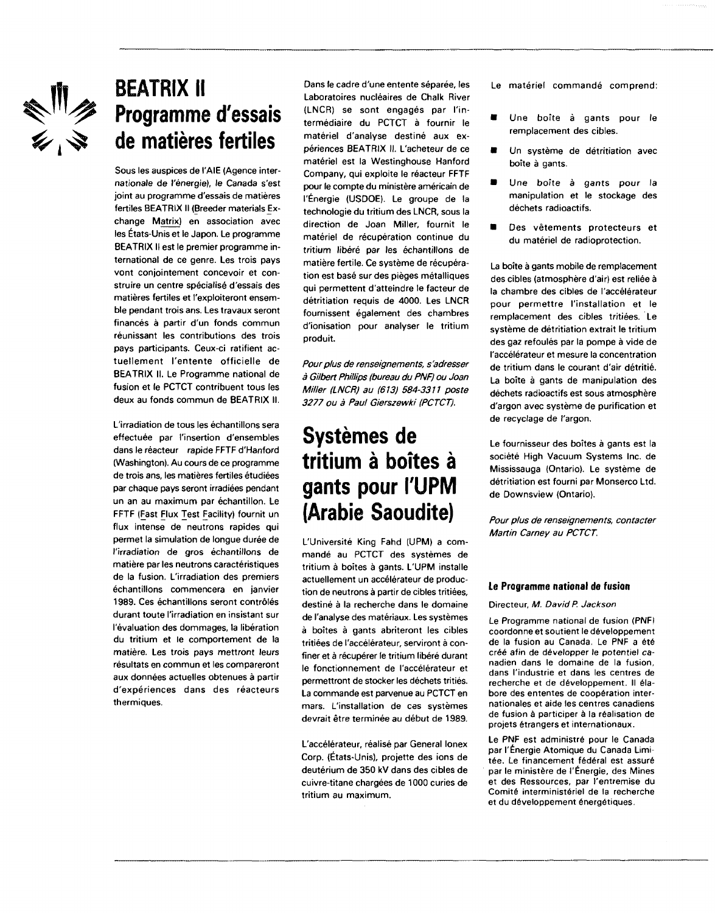# BEATRIX II Programme d'essais de matières fertiles

Sous les auspices de l'AIE (Agence internationale de l'énergie), le Canada s'est joint au programme d'essais de matières fertiles BEATRIX II (Breeder materials Exchange Matrix) en association avec les États-Unis et le Japon. Le programme BEATRIX II est le premier programme international de ce genre. Les trois pays vont conjointement concevoir et construire un centre spécialisé d'essais des matières fertiles et l'exploiteront ensemble pendant trois ans. Les travaux seront financés à partir d'un fonds commun réunissant les contributions des trois pays participants. Ceux-ci ratifient actuellement l'entente officielle de BEATRIX II. Le Programme national de fusion et le PCTCT contribuent tous les deux au fonds commun de BEATRIX II.

L'irradiation de tous les échantillons sera effectuée par l'insertion d'ensembles dans le réacteur rapide FFTF d'Hanford (Washington). Au cours de ce programme de trois ans, les matières fertiles étudiées par chaque pays seront irradiées pendant un an au maximum par échantillon. Le FFTF (Fast Flux Test Facility) fournit un flux intense de neutrons rapides qui permet la simulation de longue durée de l'irradiation de gros échantillons de matière par les neutrons caractéristiques de la fusion. L'irradiation des premiers échantillons commencera en janvier 1989. Ces échantillons seront contrôlés durant toute l'irradiation en insistant sur l'évaluation des dommages, la libération du tritium et le comportement de la matière. Les trois pays mettront leurs résultats en commun et les compareront aux données actuelles obtenues à partir d'expériences dans des réacteurs thermiques.

Dans le cadre d'une entente séparée, les Laboratoires nucléaires de Chalk River (LNCR) se sont engagés par l'intermédiaire du PCTCT à fournir le matériel d'analyse destiné aux expériences BEATRIX II. L'acheteur de ce matériel est la Westinghouse Hanford Company, qui exploite le réacteur FFTF pour le compte du ministère américain de l'Énergie (USDOE). Le groupe de la technologie du tritium des LNCR, sous la direction de Joan Miller, fournit le matériel de récupération continue du tritium libéré par les échantillons de matière fertile. Ce système de récupération est basé sur des pièges métalliques qui permettent d'atteindre le facteur de détritiation requis de 4000. Les LNCR fournissent également des chambres d'ionisation pour analyser le tritium produit.

*Pour plus de renseignements, s'adresser à Gilbert Phillips (bureau du PNF) ou Joan Miller (LNCR) au (613) 584-3311 poste 3277 ou à Paul Gierszewki (PCTCT).*

# Systèmes de tritium à boîtes à gants pour l'UPM (Arabie Saoudite)

L'Université King Fahd (UPM) a commandé au PCTCT des systèmes de tritium à boîtes à gants. L'UPM installe actuellement un accélérateur de production de neutrons à partir de cibles tritiées, destiné à la recherche dans le domaine de l'analyse des matériaux. Les systèmes à boîtes à gants abriteront les cibles tritiées de l'accélérateur, serviront à confiner et à récupérer le tritium libéré durant le fonctionnement de l'accélérateur et permettront de stocker les déchets tritiés. La commande est parvenue au PCTCT en mars. L'installation de ces systèmes devrait être terminée au début de 1989.

L'accélérateur, réalisé par General Ionex Corp. (États-Unis), projette des ions de deutérium de 350 kV dans des cibles de cuivre-titane chargées de 1000 curies de tritium au maximum.

Le matériel commandé comprend:

- Une boîte à gants pour le remplacement des cibles.
- Un système de détritiation avec boîte à gants.
- Une boîte à gants pour la manipulation et le stockage des déchets radioactifs.
- Des vêtements protecteurs et du matériel de radioprotection.

La boîte à gants mobile de remplacement des cibles (atmosphère d'air) est reliée à la chambre des cibles de l'accélérateur pour permettre l'installation et le remplacement des cibles tritiées. Le système de détritiation extrait le tritium des gaz refoulés par la pompe à vide de l'accélérateur et mesure la concentration de tritium dans le courant d'air détritié. La boîte à gants de manipulation des déchets radioactifs est sous atmosphère d'argon avec système de purification et de recyclage de l'argon.

Le fournisseur des boîtes à gants est la société High Vacuum Systems Inc. de Mississauga (Ontario). Le système de détritiation est fourni par Monserco Ltd. de Downsview (Ontario).

*Pour plus de renseignements, contacter Martin Carney au PCTCT.*

### Le Programme national de fusion

Directeur, *M. David P. Jackson*

Le Programme national de fusion (PNF) coordonne et soutient le développement de la fusion au Canada. Le PNF a été créé afin de développer le potentiel canadien dans le domaine de la fusion, dans l'industrie et dans les centres de recherche et de développement. Il élabore des ententes de coopération internationales et aide les centres canadiens de fusion à participer à la réalisation de projets étrangers et internationaux.

Le PNF est administré pour le Canada par l'Énergie Atomique du Canada Limitée. Le financement fédéral est assuré par le ministère de l'Énergie, des Mines et des Ressources, par l'entremise du Comité interministériel de la recherche et du développement énergétiques.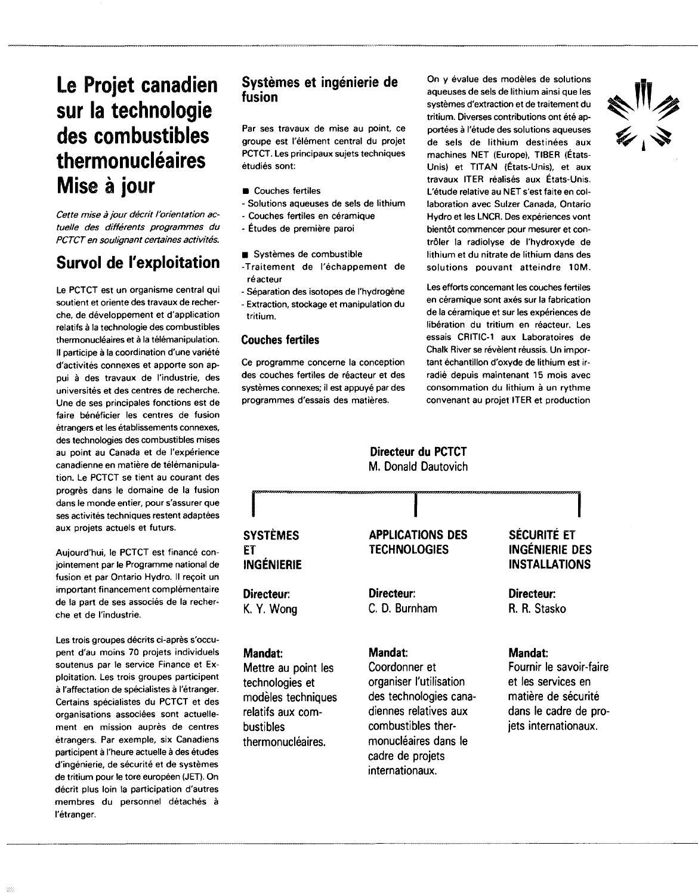# Le Projet canadien sur la technologie des combustibles thermonucléaires Mise à jour

*Cette mise à jour décrit l'orientation actuelle des différents programmes du PCTCT en soulignant certaines activités.*

## Survol de l'exploitation

Le PCTCT est un organisme central qui soutient et oriente des travaux de recherche, de développement et d'application relatifs à la technologie des combustibles thermonucléaires et à la télémanipulation. Il participe à la coordination d'une variété d'activités connexes et apporte son appui à des travaux de l'industrie, des universités et des centres de recherche. Une de ses principales fonctions est de faire bénéficier les centres de fusion étrangers et les établissements connexes, des technologies des combustibles mises au point au Canada et de l'expérience canadienne en matière de télémanipulation. Le PCTCT se tient au courant des progrès dans le domaine de la fusion dans le monde entier, pour s'assurer que ses activités techniques restent adaptées aux projets actuels et futurs.

Aujourd'hui, le PCTCT est financé conjointement par le Programme national de fusion et par Ontario Hydro. Il reçoit un important financement complémentaire de la part de ses associés de la recherche et de l'industrie.

Les trois groupes décrits ci-après s'occupent d'au moins 70 projets individuels soutenus par le service Finance et Exploitation. Les trois groupes participent à l'affectation de spécialistes à l'étranger. Certains spécialistes du PCTCT et des organisations associées sont actuellement en mission auprès de six centres étrangers. Par exemple, six Canadiens participent à l'heure actuelle à des études d'ingénierie, de sécurité et de systèmes de tritium pour le tore européen (JET). On décrit plus loin la participation d'autres membres du personnel détachés à l'étranger.

## Systèmes et ingénierie de fusion

Par ses travaux de mise au point, ce groupe est l'élément central du projet PCTCT. Les principaux sujets techniques étudiés sont:

- Couches fertiles
  - Solutions aqueuses de sels de lithium
  - Couches fertiles en céramique
  - Études de première paroi
- Systèmes de combustible
  - Traitement de l'échappement de réacteur
  - Séparation des isotopes de l'hydrogène
  - Extraction, stockage et manipulation du tritium.

### Couches fertiles

Ce programme concerne la conception des couches fertiles de réacteur et des systèmes connexes; il est appuyé par des programmes d'essais des matières.

On y évalue des modèles de solutions aqueuses de sels de lithium ainsi que les systèmes d'extraction et de traitement du tritium. Diverses contributions ont été apportées à l'étude des solutions aqueuses de sels de lithium destinées aux machines NET (Europe), TIBER (États-Unis) et TITAN (États-Unis), et aux travaux ITER réalisés aux États-Unis. L'étude relative au NET s'est faite en collaboration avec Sulzer Canada, Ontario Hydro et les LNCR. Des expériences vont bientôt commencer pour mesurer et contrôler la radiolyse de l'hydroxyde de lithium et du nitrate de lithium dans des solutions pouvant atteindre 10M.

Les efforts concernant les couches fertiles en céramique sont axés sur la fabrication de la céramique et sur les expériences de libération du tritium en réacteur. Les essais CRITIC-1 aux Laboratoires de Chalk River se révèlent réussis. Un important échantillon d'oxyde de lithium est irradié depuis maintenant 15 mois avec consommation du lithium à un rythme convenant au projet ITER et production

**Directeur du PCTCT**
M. Donald Dautovich

| SYSTÈMES ET INGÉNIERIE | APPLICATIONS DES TECHNOLOGIES | SÉCURITÉ ET INGÉNIERIE DES INSTALLATIONS |
|---|---|---|
| **Directeur:** K. Y. Wong | **Directeur:** C. D. Burnham | **Directeur:** R. R. Stasko |
| **Mandat:** Mettre au point les technologies et modèles techniques relatifs aux combustibles thermonucléaires. | **Mandat:** Coordonner et organiser l'utilisation des technologies canadiennes relatives aux combustibles thermonucléaires dans le cadre de projets internationaux. | **Mandat:** Fournir le savoir-faire et les services en matière de sécurité dans le cadre de projets internationaux. |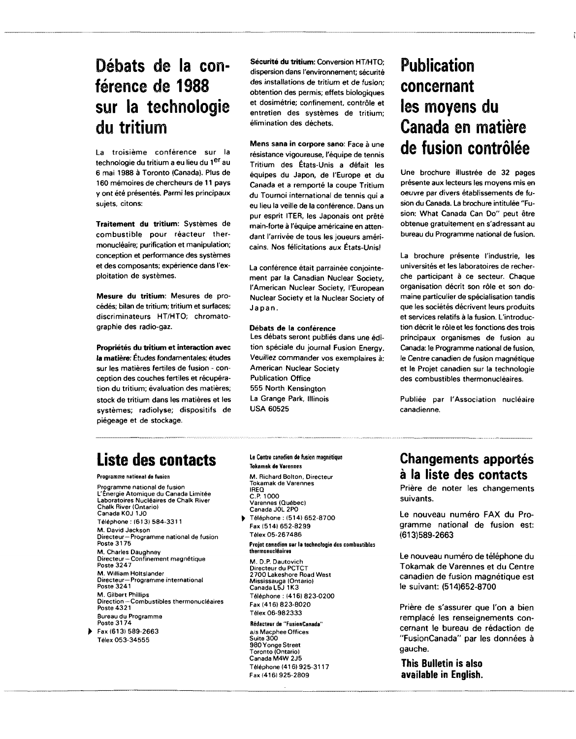# Débats de la conférence de 1988 sur la technologie du tritium

La troisième conférence sur la technologie du tritium a eu lieu du 1er au 6 mai 1988 à Toronto (Canada). Plus de 160 mémoires de chercheurs de 11 pays y ont été présentés. Parmi les principaux sujets, citons:

**Traitement du tritium**: Systèmes de combustible pour réacteur thermonucléaire; purification et manipulation; conception et performance des systèmes et des composants; expérience dans l'exploitation de systèmes.

**Mesure du tritium**: Mesures de procédés; bilan de tritium; tritium et surfaces; discriminateurs HT/HTO; chromatographie des radio-gaz.

**Propriétés du tritium et interaction avec la matière**: Études fondamentales; études sur les matières fertiles de fusion - conception des couches fertiles et récupération du tritium; évaluation des matières; stock de tritium dans les matières et les systèmes; radiolyse; dispositifs de piégeage et de stockage.

**Sécurité du tritium**: Conversion HT/HTO; dispersion dans l'environnement; sécurité des installations de tritium et de fusion; obtention des permis; effets biologiques et dosimétrie; confinement, contrôle et entretien des systèmes de tritium; élimination des déchets.

**Mens sana in corpore sano**: Face à une résistance vigoureuse, l'équipe de tennis Tritium des États-Unis a défait les équipes du Japon, de l'Europe et du Canada et a remporté la coupe Tritium du Tournoi international de tennis qui a eu lieu la veille de la conférence. Dans un pur esprit ITER, les Japonais ont prêté main-forte à l'équipe américaine en attendant l'arrivée de tous les joueurs américains. Nos félicitations aux États-Unis!

La conférence était parrainée conjointement par la Canadian Nuclear Society, l'American Nuclear Society, l'European Nuclear Society et la Nuclear Society of Japan.

**Débats de la conférence**

Les débats seront publiés dans une édition spéciale du journal Fusion Energy. Veuillez commander vos exemplaires à:
American Nuclear Society
Publication Office
555 North Kensington
La Grange Park, Illinois
USA 60525

# Publication concernant les moyens du Canada en matière de fusion contrôlée

Une brochure illustrée de 32 pages présente aux lecteurs les moyens mis en oeuvre par divers établissements de fusion du Canada. La brochure intitulée "Fusion: What Canada Can Do" peut être obtenue gratuitement en s'adressant au bureau du Programme national de fusion.

La brochure présente l'industrie, les universités et les laboratoires de recherche participant à ce secteur. Chaque organisation décrit son rôle et son domaine particulier de spécialisation tandis que les sociétés décrivent leurs produits et services relatifs à la fusion. L'introduction décrit le rôle et les fonctions des trois principaux organismes de fusion au Canada: le Programme national de fusion, le Centre canadien de fusion magnétique et le Projet canadien sur la technologie des combustibles thermonucléaires.

Publiée par l'Association nucléaire canadienne.

# Liste des contacts

**Programme national de fusion**

Programme national de fusion
L'Énergie Atomique du Canada Limitée
Laboratoires Nucléaires de Chalk River
Chalk River (Ontario)
Canada K0J 1J0
Téléphone : (613) 584-3311

M. David Jackson
Directeur—Programme national de fusion
Poste 3175

M. Charles Daughney
Directeur—Confinement magnétique
Poste 3247

M. William Holtslander
Directeur—Programme international
Poste 3241

M. Gilbert Phillips
Direction—Combustibles thermonucléaires
Poste 4321

Bureau du Programme
Poste 3174
Fax (613) 589-2663
Télex 053-34555

**Le Centre canadien de fusion magnétique**
**Tokamak de Varennes**

M. Richard Bolton, Directeur
Tokamak de Varennes
IREQ
C.P. 1000
Varennes (Québec)
Canada J0L 2P0
Téléphone : (514) 652-8700
Fax (514) 652-8299
Télex 05-267486

**Projet canadien sur la technologie des combustibles thermonucléaires**

M. D.P. Dautovich
Directeur du PCTCT
2700 Lakeshore Road West
Mississauga (Ontario)
Canada L5J 1K3
Téléphone : (416) 823-0200
Fax (416) 823-8020
Télex 06-982333

**Rédacteur de "FusionCanada"**

a/s Macphee Offices
Suite 300
980 Yonge Street
Toronto (Ontario)
Canada M4W 2J5
Téléphone (416) 925-3117
Fax (416) 925-2809

# Changements apportés à la liste des contacts

Prière de noter les changements suivants.

Le nouveau numéro FAX du Programme national de fusion est: (613)589-2663

Le nouveau numéro de téléphone du Tokamak de Varennes et du Centre canadien de fusion magnétique est le suivant: (514)652-8700

Prière de s'assurer que l'on a bien remplacé les renseignements concernant le bureau de rédaction de "FusionCanada" par les données à gauche.

**This Bulletin is also available in English.**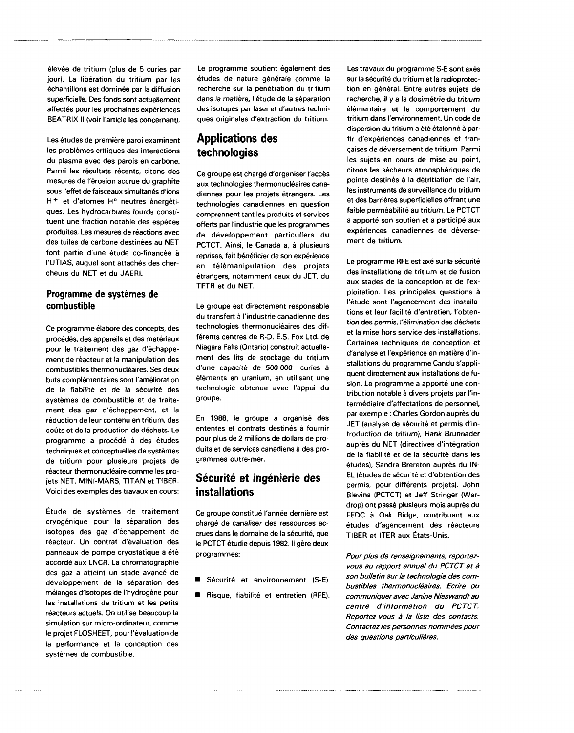élevée de tritium (plus de 5 curies par jour). La libération du tritium par les échantillons est dominée par la diffusion superficielle. Des fonds sont actuellement affectés pour les prochaines expériences BEATRIX II (voir l'article les concernant).

Les études de première paroi examinent les problèmes critiques des interactions du plasma avec des parois en carbone. Parmi les résultats récents, citons des mesures de l'érosion accrue du graphite sous l'effet de faisceaux simultanés d'ions $H^+$ et d'atomes $H^0$ neutres énergétiques. Les hydrocarbures lourds constituent une fraction notable des espèces produites. Les mesures de réactions avec des tuiles de carbone destinées au NET font partie d'une étude co-financée à l'UTIAS, auquel sont attachés des chercheurs du NET et du JAERI.

### Programme de systèmes de combustible

Ce programme élabore des concepts, des procédés, des appareils et des matériaux pour le traitement des gaz d'échappement de réacteur et la manipulation des combustibles thermonucléaires. Ses deux buts complémentaires sont l'amélioration de la fiabilité et de la sécurité des systèmes de combustible et de traitement des gaz d'échappement, et la réduction de leur contenu en tritium, des coûts et de la production de déchets. Le programme a procédé à des études techniques et conceptuelles de systèmes de tritium pour plusieurs projets de réacteur thermonucléaire comme les projets NET, MINI-MARS, TITAN et TIBER. Voici des exemples des travaux en cours:

Étude de systèmes de traitement cryogénique pour la séparation des isotopes des gaz d'échappement de réacteur. Un contrat d'évaluation des panneaux de pompe cryostatique a été accordé aux LNCR. La chromatographie des gaz a atteint un stade avancé de développement de la séparation des mélanges d'isotopes de l'hydrogène pour les installations de tritium et les petits réacteurs actuels. On utilise beaucoup la simulation sur micro-ordinateur, comme le projet FLOSHEET, pour l'évaluation de la performance et la conception des systèmes de combustible.

Le programme soutient également des études de nature générale comme la recherche sur la pénétration du tritium dans la matière, l'étude de la séparation des isotopes par laser et d'autres techniques originales d'extraction du tritium.

## Applications des technologies

Ce groupe est chargé d'organiser l'accès aux technologies thermonucléaires canadiennes pour les projets étrangers. Les technologies canadiennes en question comprennent tant les produits et services offerts par l'industrie que les programmes de développement particuliers du PCTCT. Ainsi, le Canada a, à plusieurs reprises, fait bénéficier de son expérience en télémanipulation des projets étrangers, notamment ceux du JET, du TFTR et du NET.

Le groupe est directement responsable du transfert à l'industrie canadienne des technologies thermonucléaires des différents centres de R-D. E.S. Fox Ltd. de Niagara Falls (Ontario) construit actuellement des lits de stockage du tritium d'une capacité de 500 000 curies à éléments en uranium, en utilisant une technologie obtenue avec l'appui du groupe.

En 1988, le groupe a organisé des ententes et contrats destinés à fournir pour plus de 2 millions de dollars de produits et de services canadiens à des programmes outre-mer.

## Sécurité et ingénierie des installations

Ce groupe constitué l'année dernière est chargé de canaliser des ressources accrues dans le domaine de la sécurité, que le PCTCT étudie depuis 1982. Il gère deux programmes:

- Sécurité et environnement (S-E)
- Risque, fiabilité et entretien (RFE).

Les travaux du programme S-E sont axés sur la sécurité du tritium et la radioprotection en général. Entre autres sujets de recherche, il y a la dosimétrie du tritium élémentaire et le comportement du tritium dans l'environnement. Un code de dispersion du tritium a été étalonné à partir d'expériences canadiennes et françaises de déversement de tritium. Parmi les sujets en cours de mise au point, citons les sécheurs atmosphériques de pointe destinés à la détritiation de l'air, les instruments de surveillance du tritium et des barrières superficielles offrant une faible perméabilité au tritium. Le PCTCT a apporté son soutien et a participé aux expériences canadiennes de déversement de tritium.

Le programme RFE est axé sur la sécurité des installations de tritium et de fusion aux stades de la conception et de l'exploitation. Les principales questions à l'étude sont l'agencement des installations et leur facilité d'entretien, l'obtention des permis, l'élimination des déchets et la mise hors service des installations. Certaines techniques de conception et d'analyse et l'expérience en matière d'installations du programme Candu s'appliquent directement aux installations de fusion. Le programme a apporté une contribution notable à divers projets par l'intermédiaire d'affectations de personnel, par exemple : Charles Gordon auprès du JET (analyse de sécurité et permis d'introduction de tritium), Hank Brunnader auprès du NET (directives d'intégration de la fiabilité et de la sécurité dans les études), Sandra Brereton auprès du INEL (études de sécurité et d'obtention des permis, pour différents projets). John Blevins (PCTCT) et Jeff Stringer (Wardrop) ont passé plusieurs mois auprès du FEDC à Oak Ridge, contribuant aux études d'agencement des réacteurs TIBER et ITER aux États-Unis.

*Pour plus de renseignements, reportez-vous au rapport annuel du PCTCT et à son bulletin sur la technologie des combustibles thermonucléaires. Écrire ou communiquer avec Janine Nieswandt au centre d'information du PCTCT. Reportez-vous à la liste des contacts. Contactez les personnes nommées pour des questions particulières.*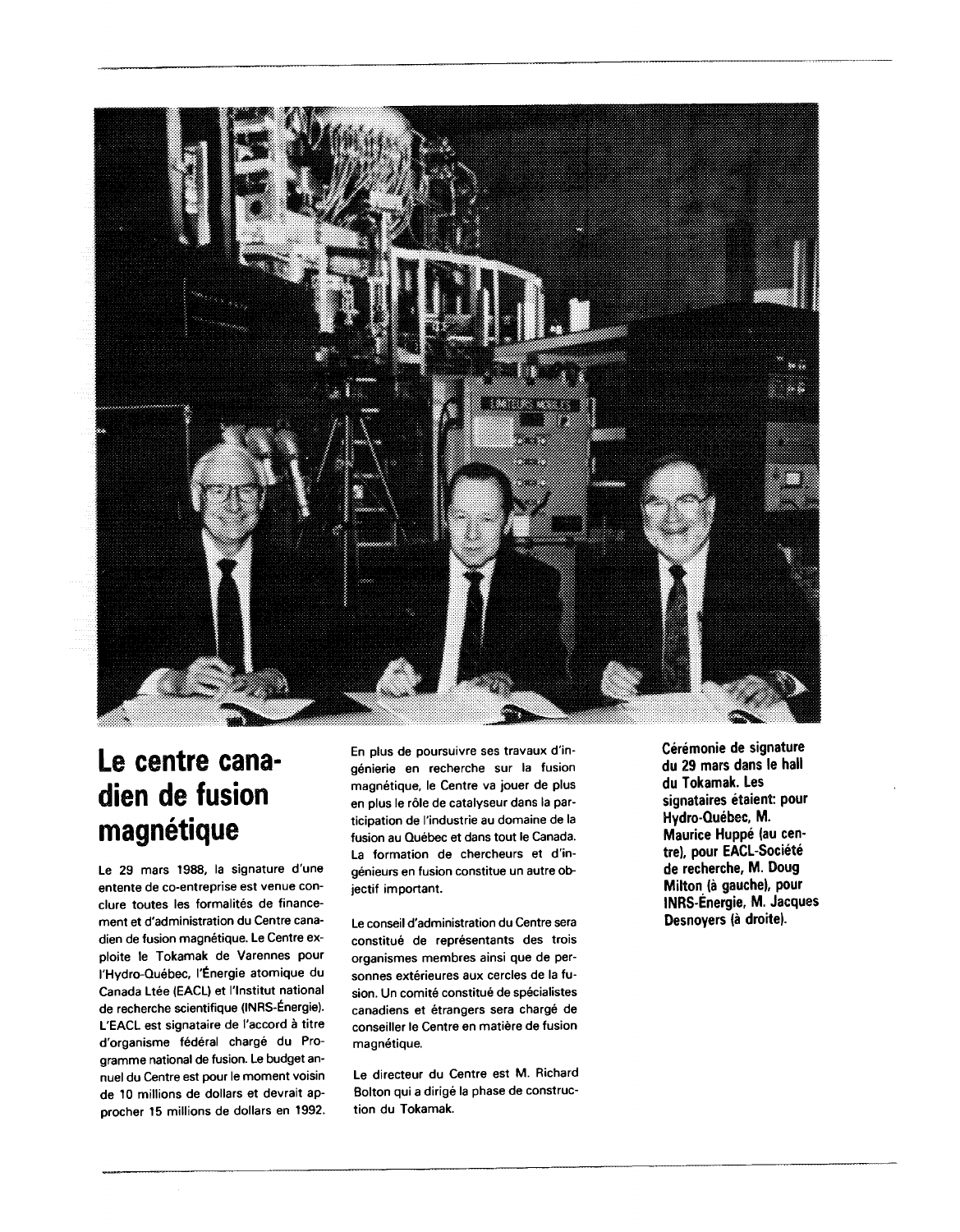# Le centre canadien de fusion magnétique

Le 29 mars 1988, la signature d'une entente de co-entreprise est venue conclure toutes les formalités de financement et d'administration du Centre canadien de fusion magnétique. Le Centre exploite le Tokamak de Varennes pour l'Hydro-Québec, l'Énergie atomique du Canada Ltée (EACL) et l'Institut national de recherche scientifique (INRS-Énergie). L'EACL est signataire de l'accord à titre d'organisme fédéral chargé du Programme national de fusion. Le budget annuel du Centre est pour le moment voisin de 10 millions de dollars et devrait approcher 15 millions de dollars en 1992.

En plus de poursuivre ses travaux d'ingénierie en recherche sur la fusion magnétique, le Centre va jouer de plus en plus le rôle de catalyseur dans la participation de l'industrie au domaine de la fusion au Québec et dans tout le Canada. La formation de chercheurs et d'ingénieurs en fusion constitue un autre objectif important.

Le conseil d'administration du Centre sera constitué de représentants des trois organismes membres ainsi que de personnes extérieures aux cercles de la fusion. Un comité constitué de spécialistes canadiens et étrangers sera chargé de conseiller le Centre en matière de fusion magnétique.

Le directeur du Centre est M. Richard Bolton qui a dirigé la phase de construction du Tokamak.

**Cérémonie de signature du 29 mars dans le hall du Tokamak. Les signataires étaient: pour Hydro-Québec, M. Maurice Huppé (au centre), pour EACL-Société de recherche, M. Doug Milton (à gauche), pour INRS-Énergie, M. Jacques Desnoyers (à droite).**